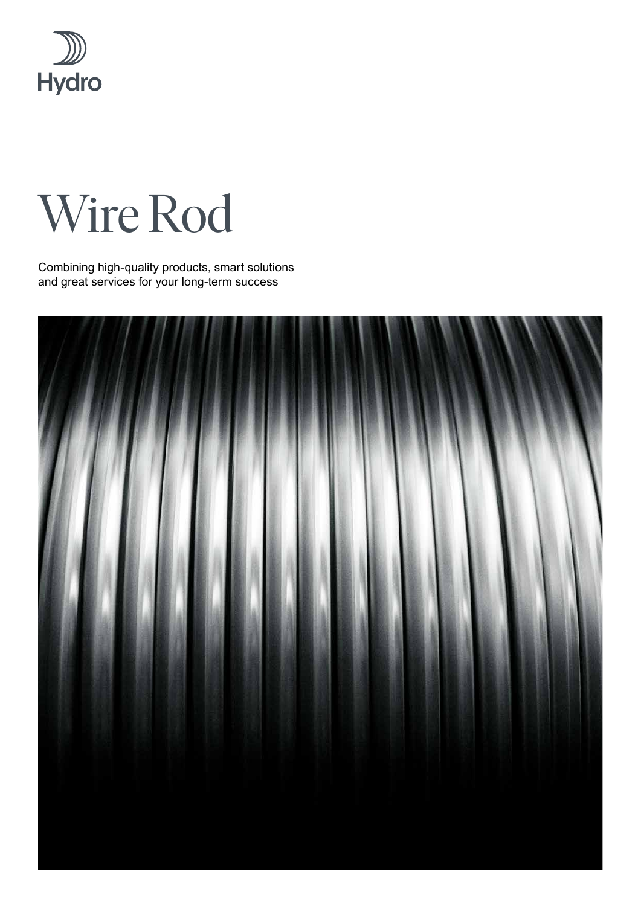Hydro

# Wire Rod

Combining high-quality products, smart solutions and great services for your long-term success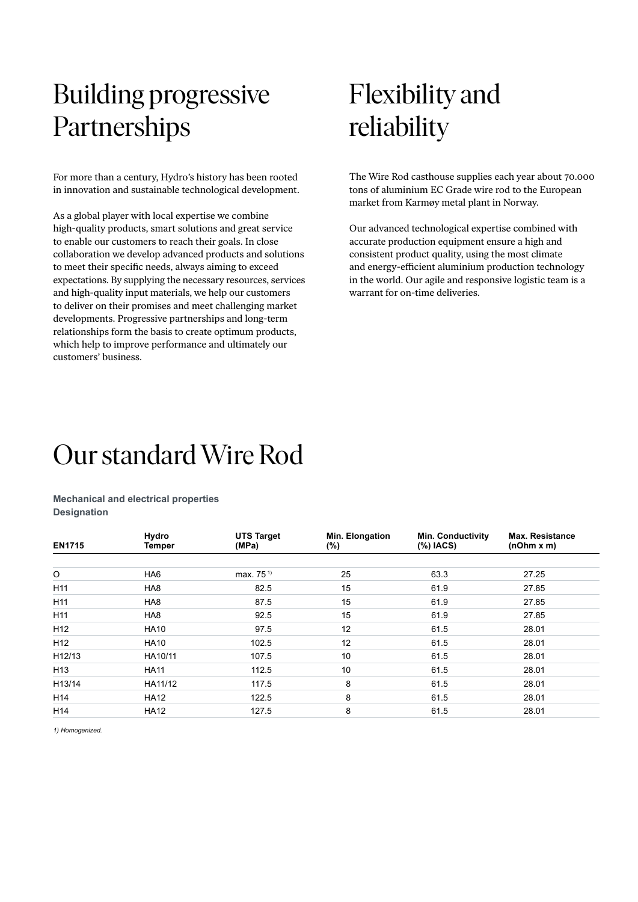# Building progressive Partnerships

For more than a century, Hydro's history has been rooted in innovation and sustainable technological development.

As a global player with local expertise we combine high-quality products, smart solutions and great service to enable our customers to reach their goals. In close collaboration we develop advanced products and solutions to meet their specific needs, always aiming to exceed expectations. By supplying the necessary resources, services and high-quality input materials, we help our customers to deliver on their promises and meet challenging market developments. Progressive partnerships and long-term relationships form the basis to create optimum products, which help to improve performance and ultimately our customers' business.

# Flexibility and reliability

The Wire Rod casthouse supplies each year about 70.000 tons of aluminium EC Grade wire rod to the European market from Karmøy metal plant in Norway.

Our advanced technological expertise combined with accurate production equipment ensure a high and consistent product quality, using the most climate and energy-efficient aluminium production technology in the world. Our agile and responsive logistic team is a warrant for on-time deliveries.

# Our standard Wire Rod

**Mechanical and electrical properties**
**Designation**

| EN1715 | Hydro Temper | UTS Target (MPa) | Min. Elongation (%) | Min. Conductivity (%) IACS) | Max. Resistance (nOhm x m) |
|---|---|---|---|---|---|
| O | HA6 | max. 75 [1)] | 25 | 63.3 | 27.25 |
| H11 | HA8 | 82.5 | 15 | 61.9 | 27.85 |
| H11 | HA8 | 87.5 | 15 | 61.9 | 27.85 |
| H11 | HA8 | 92.5 | 15 | 61.9 | 27.85 |
| H12 | HA10 | 97.5 | 12 | 61.5 | 28.01 |
| H12 | HA10 | 102.5 | 12 | 61.5 | 28.01 |
| H12/13 | HA10/11 | 107.5 | 10 | 61.5 | 28.01 |
| H13 | HA11 | 112.5 | 10 | 61.5 | 28.01 |
| H13/14 | HA11/12 | 117.5 | 8 | 61.5 | 28.01 |
| H14 | HA12 | 122.5 | 8 | 61.5 | 28.01 |
| H14 | HA12 | 127.5 | 8 | 61.5 | 28.01 |

*1) Homogenized.*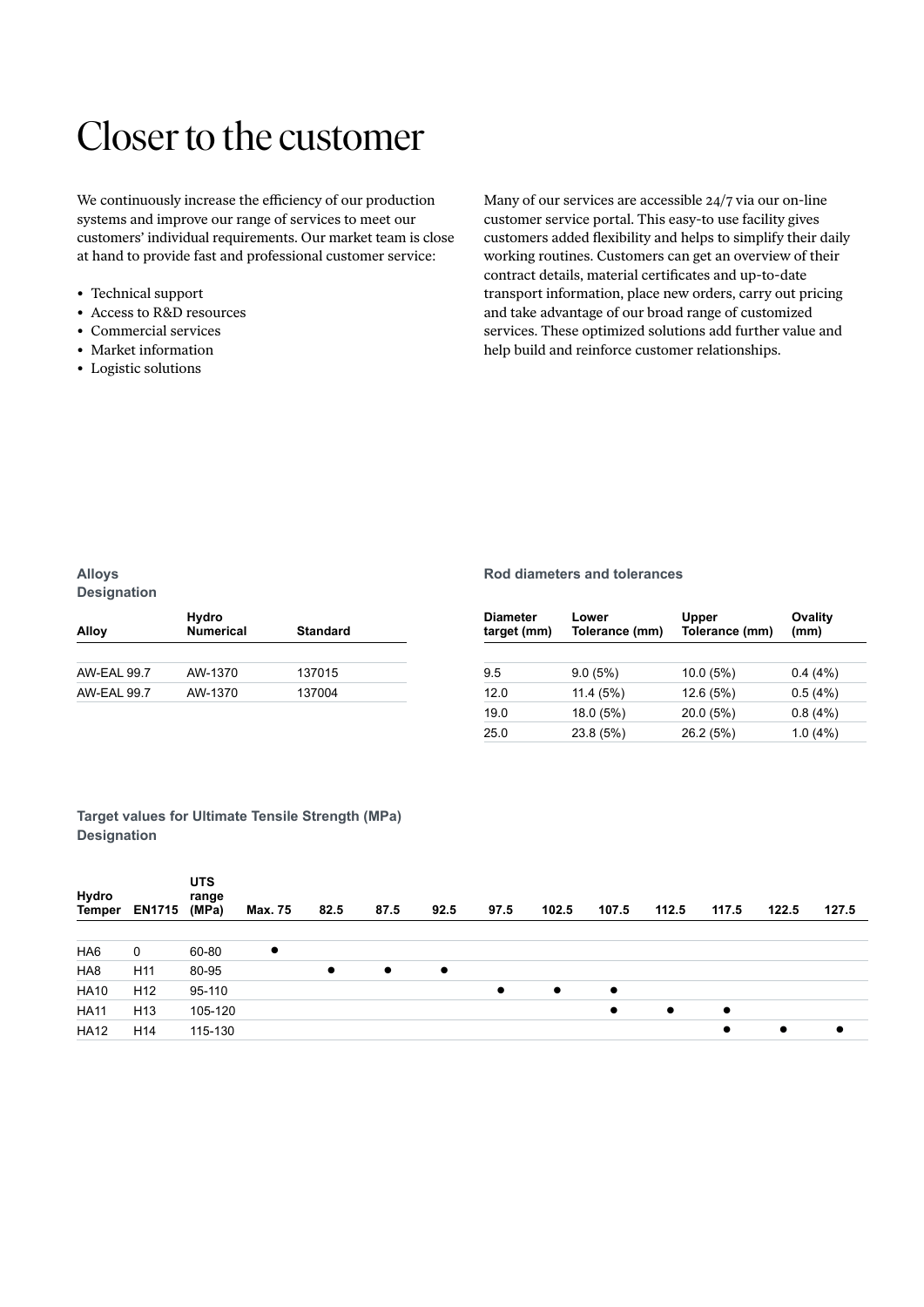# Closer to the customer

We continuously increase the efficiency of our production systems and improve our range of services to meet our customers' individual requirements. Our market team is close at hand to provide fast and professional customer service:

- Technical support
- Access to R&D resources
- Commercial services
- Market information
- Logistic solutions

Many of our services are accessible 24/7 via our on-line customer service portal. This easy-to use facility gives customers added flexibility and helps to simplify their daily working routines. Customers can get an overview of their contract details, material certificates and up-to-date transport information, place new orders, carry out pricing and take advantage of our broad range of customized services. These optimized solutions add further value and help build and reinforce customer relationships.

**Alloys**
**Designation**

| Alloy | Hydro Numerical | Standard |
|---|---|---|
| AW-EAL 99.7 | AW-1370 | 137015 |
| AW-EAL 99.7 | AW-1370 | 137004 |

**Rod diameters and tolerances**

| Diameter target (mm) | Lower Tolerance (mm) | Upper Tolerance (mm) | Ovality (mm) |
|---|---|---|---|
| 9.5 | 9.0 (5%) | 10.0 (5%) | 0.4 (4%) |
| 12.0 | 11.4 (5%) | 12.6 (5%) | 0.5 (4%) |
| 19.0 | 18.0 (5%) | 20.0 (5%) | 0.8 (4%) |
| 25.0 | 23.8 (5%) | 26.2 (5%) | 1.0 (4%) |

**Target values for Ultimate Tensile Strength (MPa)**
**Designation**

| Hydro Temper | EN1715 | UTS range (MPa) | Max. 75 | 82.5 | 87.5 | 92.5 | 97.5 | 102.5 | 107.5 | 112.5 | 117.5 | 122.5 | 127.5 |
|---|---|---|---|---|---|---|---|---|---|---|---|---|---|
| HA6 | 0 | 60-80 | ● | | | | | | | | | | |
| HA8 | H11 | 80-95 | | ● | ● | ● | | | | | | | |
| HA10 | H12 | 95-110 | | | | | ● | ● | ● | | | | |
| HA11 | H13 | 105-120 | | | | | | | ● | ● | ● | | |
| HA12 | H14 | 115-130 | | | | | | | | | ● | ● | ● |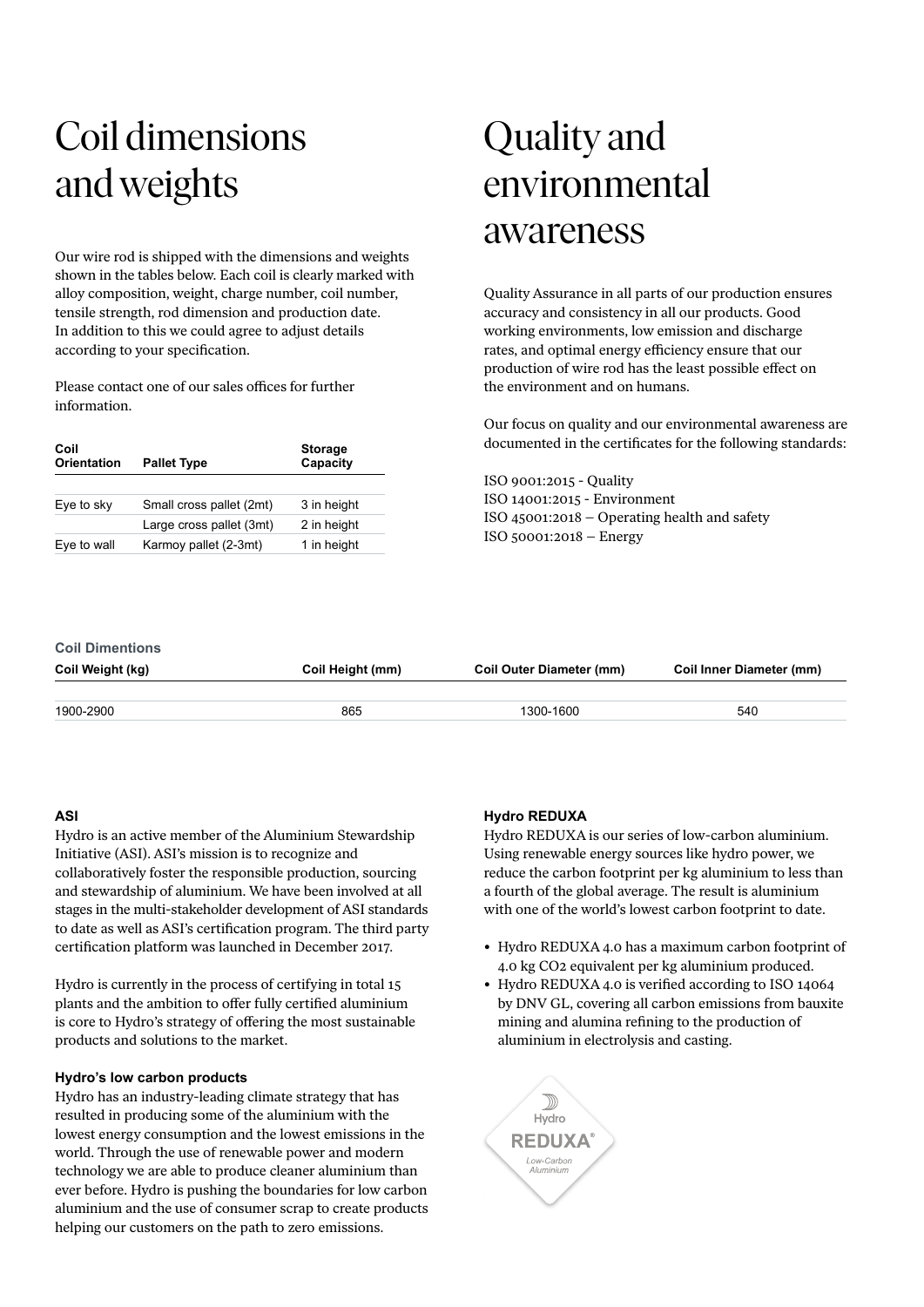# Coil dimensions and weights

Our wire rod is shipped with the dimensions and weights shown in the tables below. Each coil is clearly marked with alloy composition, weight, charge number, coil number, tensile strength, rod dimension and production date. In addition to this we could agree to adjust details according to your specification.

Please contact one of our sales offices for further information.

| Coil Orientation | Pallet Type | Storage Capacity |
|---|---|---|
| Eye to sky | Small cross pallet (2mt) | 3 in height |
| | Large cross pallet (3mt) | 2 in height |
| Eye to wall | Karmoy pallet (2-3mt) | 1 in height |

# Quality and environmental awareness

Quality Assurance in all parts of our production ensures accuracy and consistency in all our products. Good working environments, low emission and discharge rates, and optimal energy efficiency ensure that our production of wire rod has the least possible effect on the environment and on humans.

Our focus on quality and our environmental awareness are documented in the certificates for the following standards:

ISO 9001:2015 - Quality
ISO 14001:2015 - Environment
ISO 45001:2018 – Operating health and safety
ISO 50001:2018 – Energy

**Coil Dimentions**

| Coil Weight (kg) | Coil Height (mm) | Coil Outer Diameter (mm) | Coil Inner Diameter (mm) |
|---|---|---|---|
| 1900-2900 | 865 | 1300-1600 | 540 |

### ASI

Hydro is an active member of the Aluminium Stewardship Initiative (ASI). ASI's mission is to recognize and collaboratively foster the responsible production, sourcing and stewardship of aluminium. We have been involved at all stages in the multi-stakeholder development of ASI standards to date as well as ASI's certification program. The third party certification platform was launched in December 2017.

Hydro is currently in the process of certifying in total 15 plants and the ambition to offer fully certified aluminium is core to Hydro's strategy of offering the most sustainable products and solutions to the market.

### Hydro's low carbon products

Hydro has an industry-leading climate strategy that has resulted in producing some of the aluminium with the lowest energy consumption and the lowest emissions in the world. Through the use of renewable power and modern technology we are able to produce cleaner aluminium than ever before. Hydro is pushing the boundaries for low carbon aluminium and the use of consumer scrap to create products helping our customers on the path to zero emissions.

### Hydro REDUXA

Hydro REDUXA is our series of low-carbon aluminium. Using renewable energy sources like hydro power, we reduce the carbon footprint per kg aluminium to less than a fourth of the global average. The result is aluminium with one of the world's lowest carbon footprint to date.

- Hydro REDUXA 4.0 has a maximum carbon footprint of 4.0 kg $CO_2$ equivalent per kg aluminium produced.
- Hydro REDUXA 4.0 is verified according to ISO 14064 by DNV GL, covering all carbon emissions from bauxite mining and alumina refining to the production of aluminium in electrolysis and casting.

Hydro REDUXA® Low-Carbon Aluminium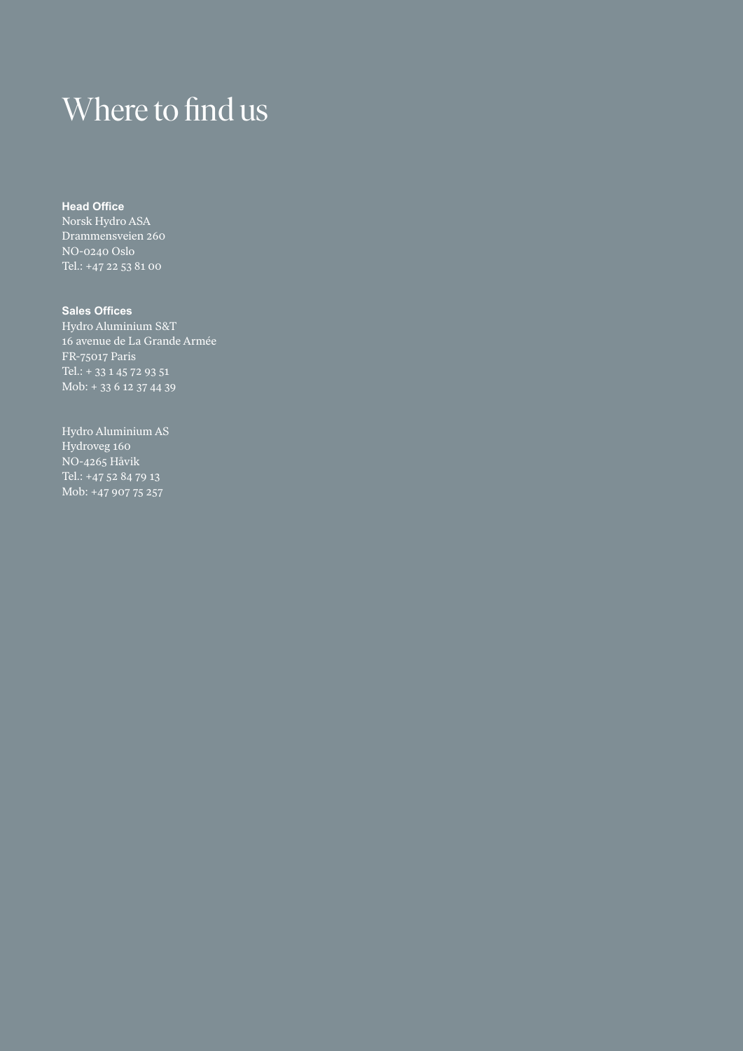# Where to find us

**Head Office**
Norsk Hydro ASA
Drammensveien 260
NO-0240 Oslo
Tel.: +47 22 53 81 00

**Sales Offices**
Hydro Aluminium S&T
16 avenue de La Grande Armée
FR-75017 Paris
Tel.: + 33 1 45 72 93 51
Mob: + 33 6 12 37 44 39

Hydro Aluminium AS
Hydroveg 160
NO-4265 Håvik
Tel.: +47 52 84 79 13
Mob: +47 907 75 257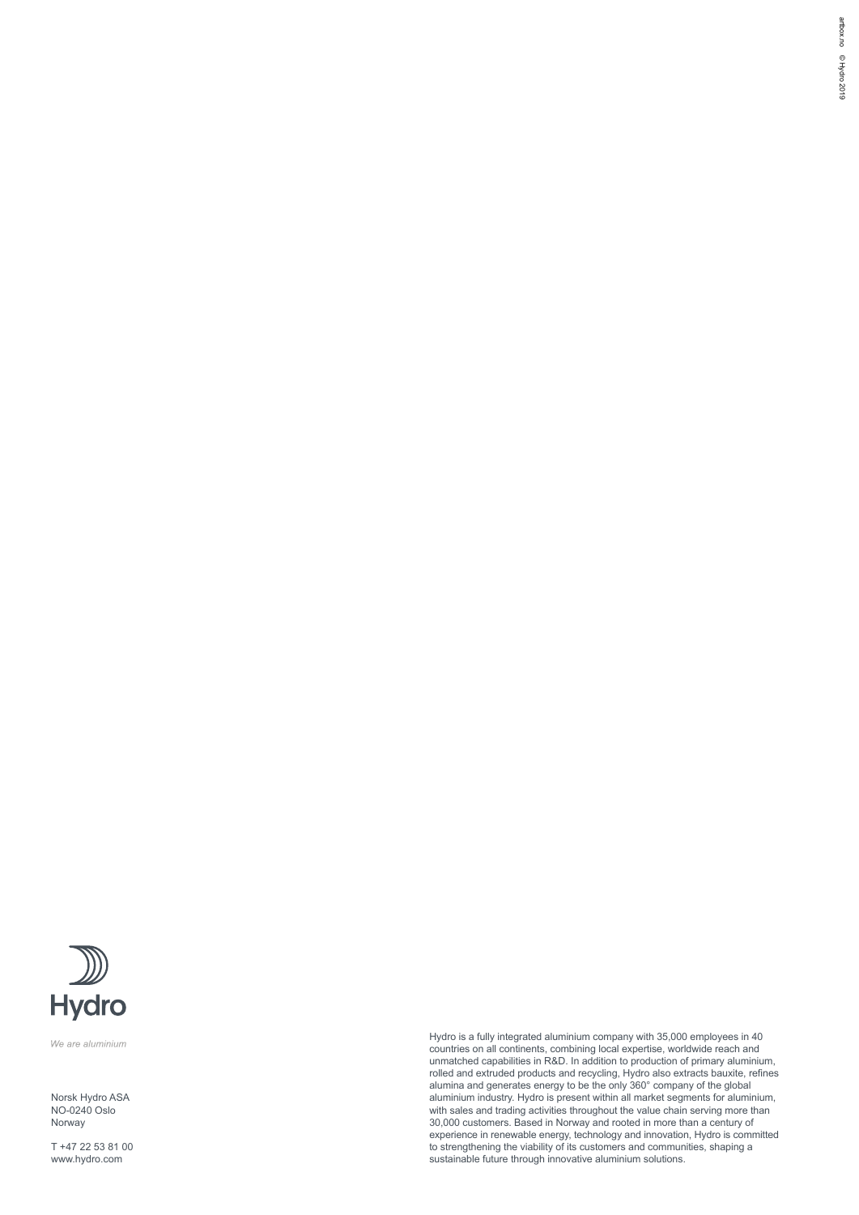Hydro

*We are aluminium*

Norsk Hydro ASA
NO-0240 Oslo
Norway

T +47 22 53 81 00
www.hydro.com

Hydro is a fully integrated aluminium company with 35,000 employees in 40 countries on all continents, combining local expertise, worldwide reach and unmatched capabilities in R&D. In addition to production of primary aluminium, rolled and extruded products and recycling, Hydro also extracts bauxite, refines alumina and generates energy to be the only 360° company of the global aluminium industry. Hydro is present within all market segments for aluminium, with sales and trading activities throughout the value chain serving more than 30,000 customers. Based in Norway and rooted in more than a century of experience in renewable energy, technology and innovation, Hydro is committed to strengthening the viability of its customers and communities, shaping a sustainable future through innovative aluminium solutions.

artbox.no © Hydro 2019